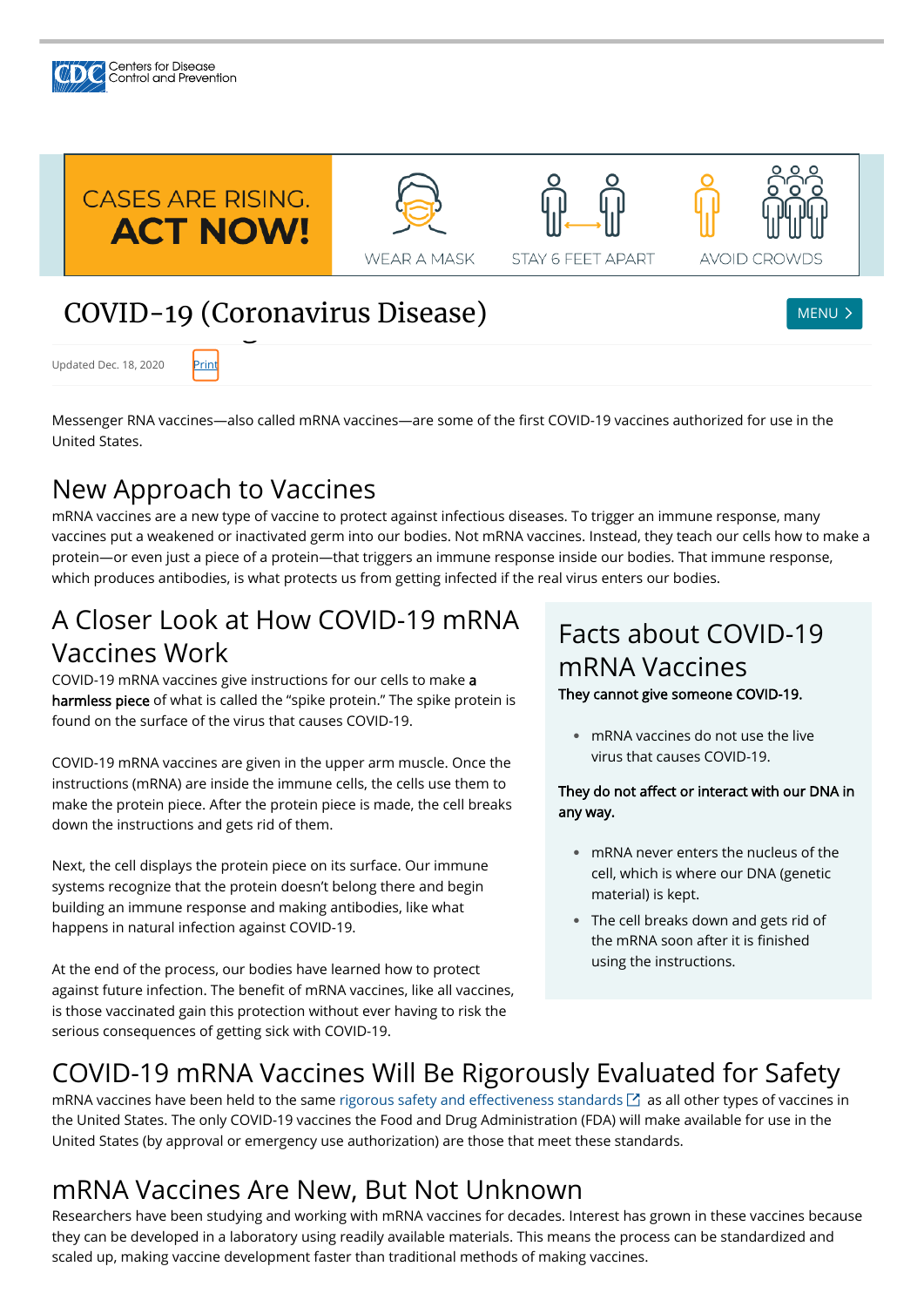Centers for Disease Control and Prevention

CASES ARE RISING. **ACT NOW!**

WEAR A MASK

STAY 6 FEET APART

AVOID CROWDS

# COVID-19 (Coronavirus Disease)

MENU

Updated Dec. 18, 2020 Print

Messenger RNA vaccines—also called mRNA vaccines—are some of the first COVID-19 vaccines authorized for use in the United States.

## New Approach to Vaccines

mRNA vaccines are a new type of vaccine to protect against infectious diseases. To trigger an immune response, many vaccines put a weakened or inactivated germ into our bodies. Not mRNA vaccines. Instead, they teach our cells how to make a protein—or even just a piece of a protein—that triggers an immune response inside our bodies. That immune response, which produces antibodies, is what protects us from getting infected if the real virus enters our bodies.

## A Closer Look at How COVID-19 mRNA Vaccines Work

COVID-19 mRNA vaccines give instructions for our cells to make **a harmless piece** of what is called the "spike protein." The spike protein is found on the surface of the virus that causes COVID-19.

COVID-19 mRNA vaccines are given in the upper arm muscle. Once the instructions (mRNA) are inside the immune cells, the cells use them to make the protein piece. After the protein piece is made, the cell breaks down the instructions and gets rid of them.

Next, the cell displays the protein piece on its surface. Our immune systems recognize that the protein doesn't belong there and begin building an immune response and making antibodies, like what happens in natural infection against COVID-19.

At the end of the process, our bodies have learned how to protect against future infection. The benefit of mRNA vaccines, like all vaccines, is those vaccinated gain this protection without ever having to risk the serious consequences of getting sick with COVID-19.

## Facts about COVID-19 mRNA Vaccines

**They cannot give someone COVID-19.**

- mRNA vaccines do not use the live virus that causes COVID-19.

**They do not affect or interact with our DNA in any way.**

- mRNA never enters the nucleus of the cell, which is where our DNA (genetic material) is kept.
- The cell breaks down and gets rid of the mRNA soon after it is finished using the instructions.

## COVID-19 mRNA Vaccines Will Be Rigorously Evaluated for Safety

mRNA vaccines have been held to the same rigorous safety and effectiveness standards as all other types of vaccines in the United States. The only COVID-19 vaccines the Food and Drug Administration (FDA) will make available for use in the United States (by approval or emergency use authorization) are those that meet these standards.

## mRNA Vaccines Are New, But Not Unknown

Researchers have been studying and working with mRNA vaccines for decades. Interest has grown in these vaccines because they can be developed in a laboratory using readily available materials. This means the process can be standardized and scaled up, making vaccine development faster than traditional methods of making vaccines.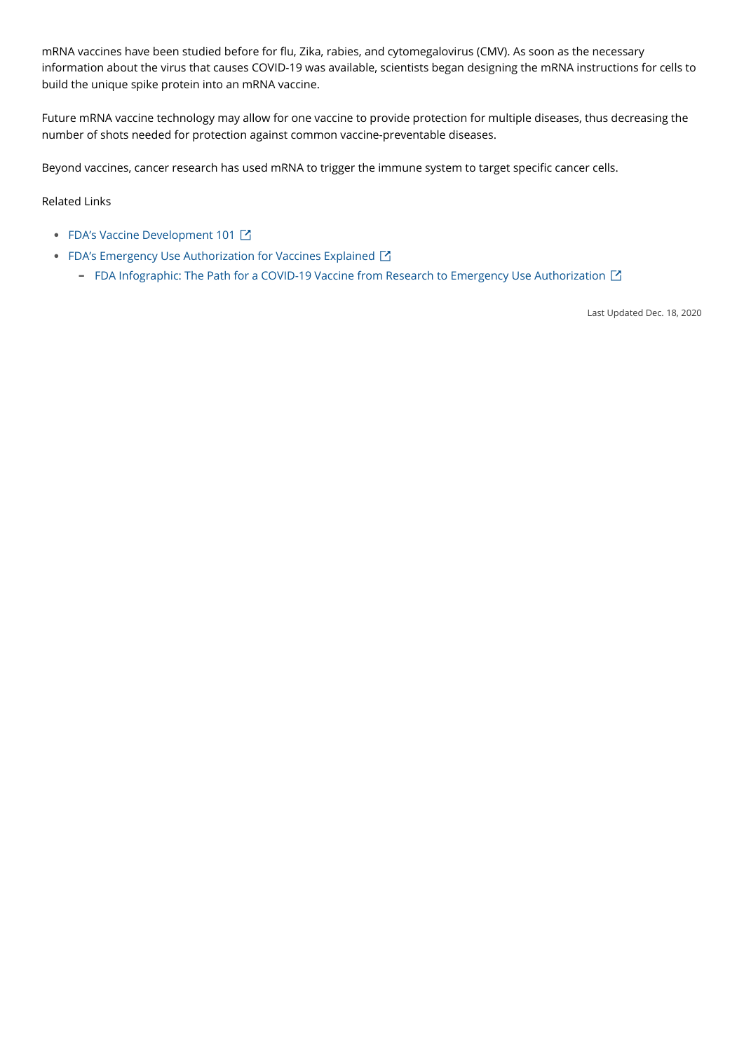mRNA vaccines have been studied before for flu, Zika, rabies, and cytomegalovirus (CMV). As soon as the necessary information about the virus that causes COVID-19 was available, scientists began designing the mRNA instructions for cells to build the unique spike protein into an mRNA vaccine.

Future mRNA vaccine technology may allow for one vaccine to provide protection for multiple diseases, thus decreasing the number of shots needed for protection against common vaccine-preventable diseases.

Beyond vaccines, cancer research has used mRNA to trigger the immune system to target specific cancer cells.

Related Links

- FDA's Vaccine Development 101
- FDA's Emergency Use Authorization for Vaccines Explained
  - FDA Infographic: The Path for a COVID-19 Vaccine from Research to Emergency Use Authorization

Last Updated Dec. 18, 2020